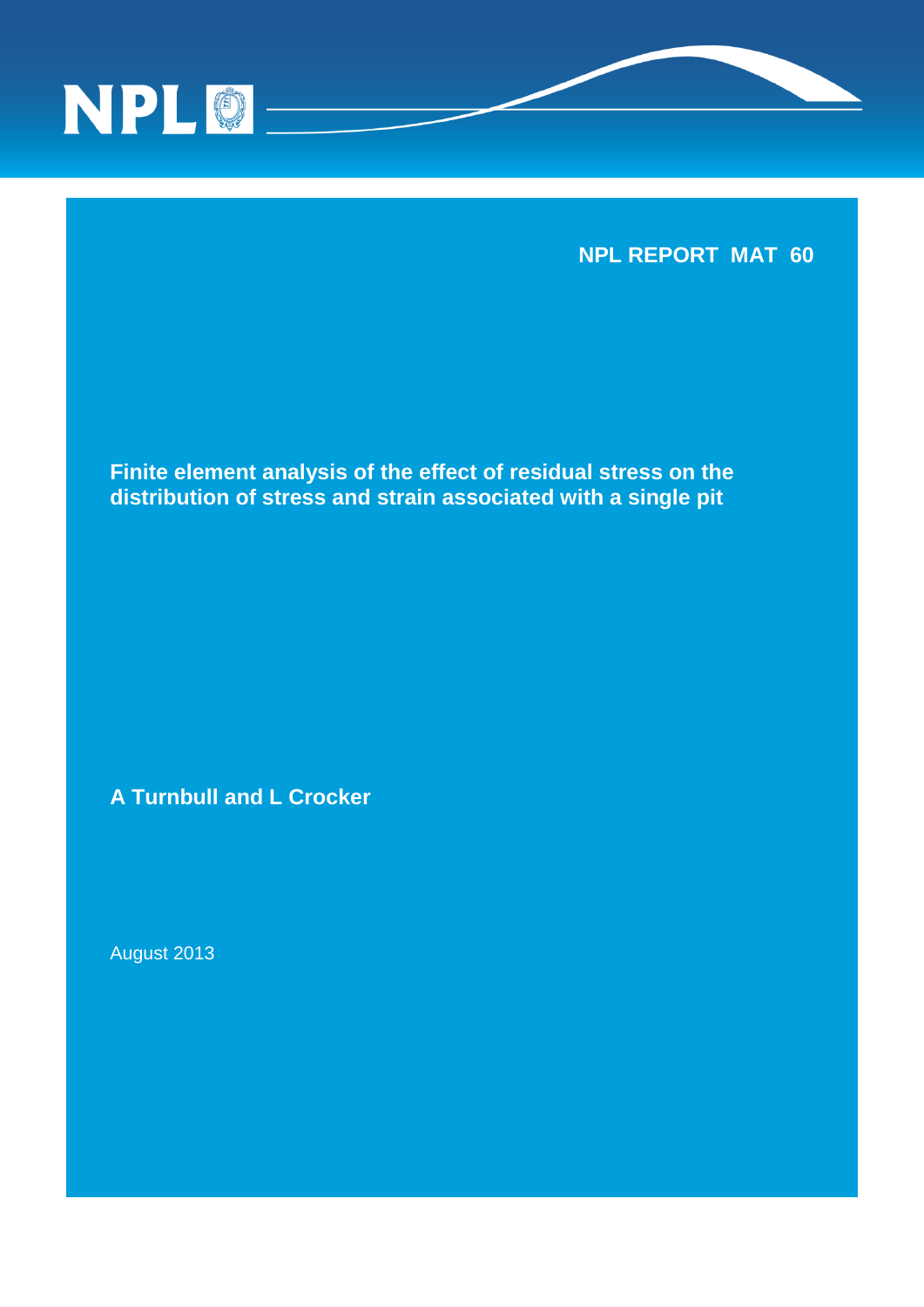NPL

**NPL REPORT MAT 60**

# Finite element analysis of the effect of residual stress on the distribution of stress and strain associated with a single pit

**A Turnbull and L Crocker**

August 2013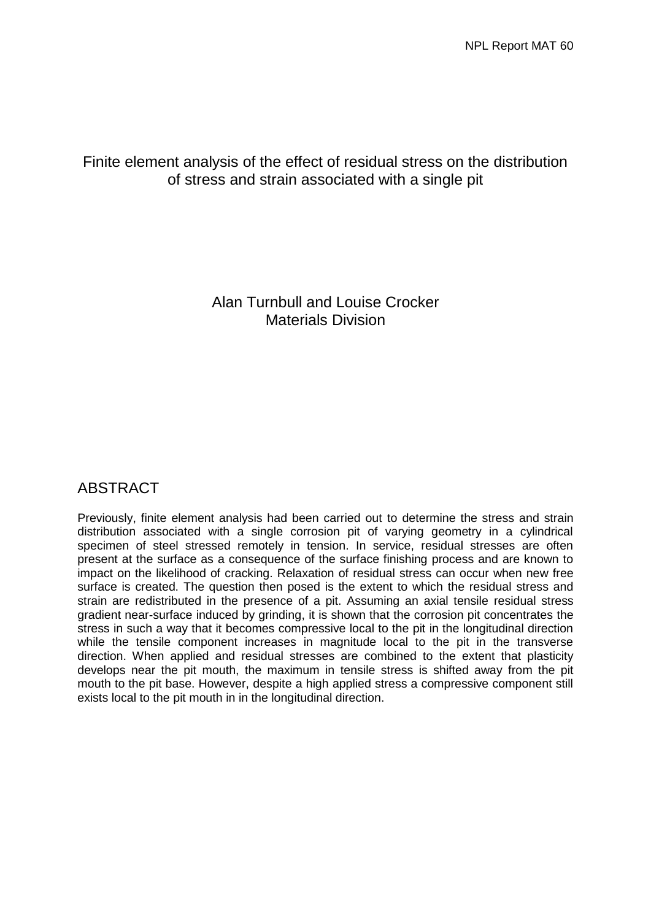# Finite element analysis of the effect of residual stress on the distribution of stress and strain associated with a single pit

Alan Turnbull and Louise Crocker
Materials Division

## ABSTRACT

Previously, finite element analysis had been carried out to determine the stress and strain distribution associated with a single corrosion pit of varying geometry in a cylindrical specimen of steel stressed remotely in tension. In service, residual stresses are often present at the surface as a consequence of the surface finishing process and are known to impact on the likelihood of cracking. Relaxation of residual stress can occur when new free surface is created. The question then posed is the extent to which the residual stress and strain are redistributed in the presence of a pit. Assuming an axial tensile residual stress gradient near-surface induced by grinding, it is shown that the corrosion pit concentrates the stress in such a way that it becomes compressive local to the pit in the longitudinal direction while the tensile component increases in magnitude local to the pit in the transverse direction. When applied and residual stresses are combined to the extent that plasticity develops near the pit mouth, the maximum in tensile stress is shifted away from the pit mouth to the pit base. However, despite a high applied stress a compressive component still exists local to the pit mouth in in the longitudinal direction.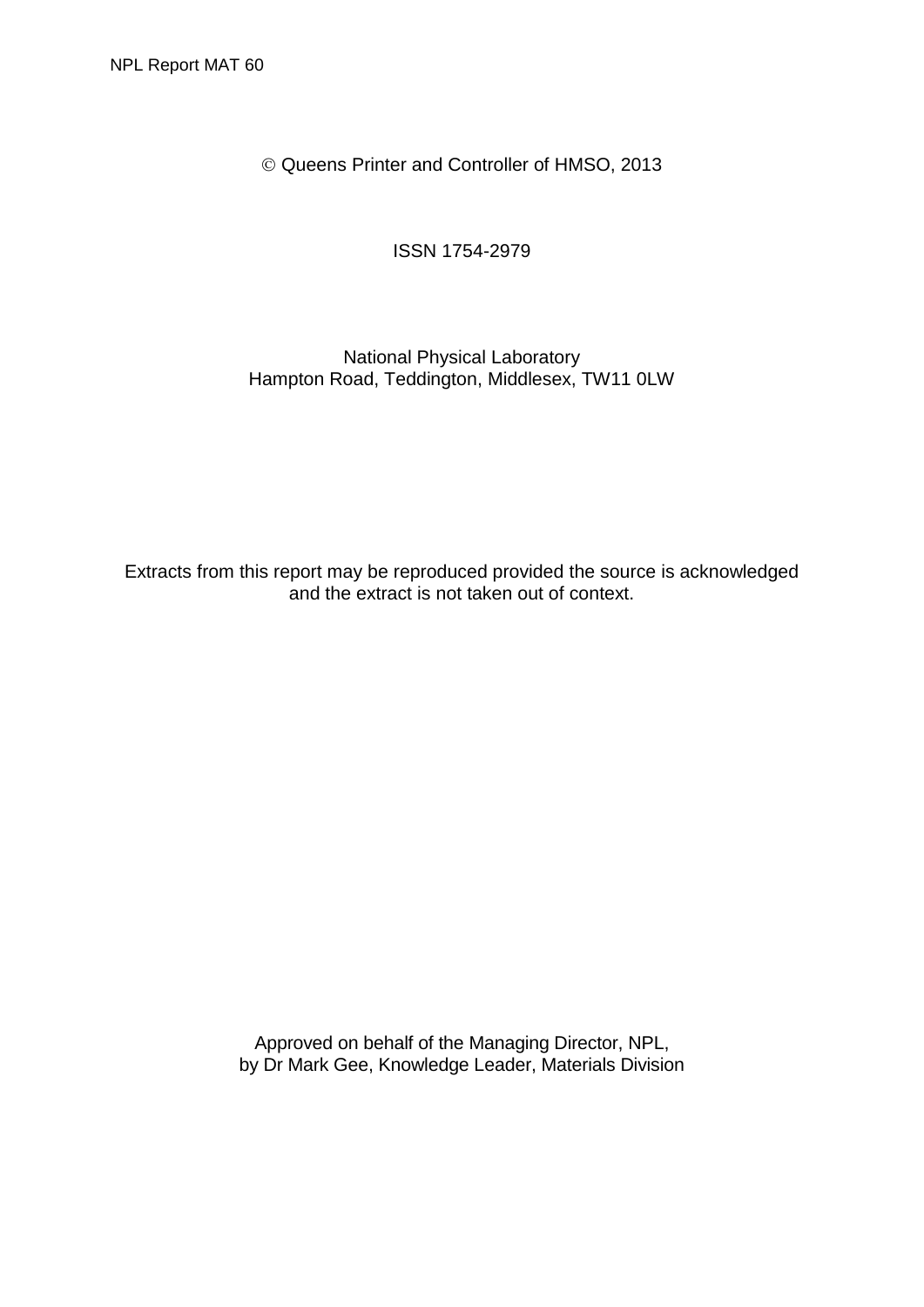© Queens Printer and Controller of HMSO, 2013

ISSN 1754-2979

National Physical Laboratory
Hampton Road, Teddington, Middlesex, TW11 0LW

Extracts from this report may be reproduced provided the source is acknowledged and the extract is not taken out of context.

Approved on behalf of the Managing Director, NPL,
by Dr Mark Gee, Knowledge Leader, Materials Division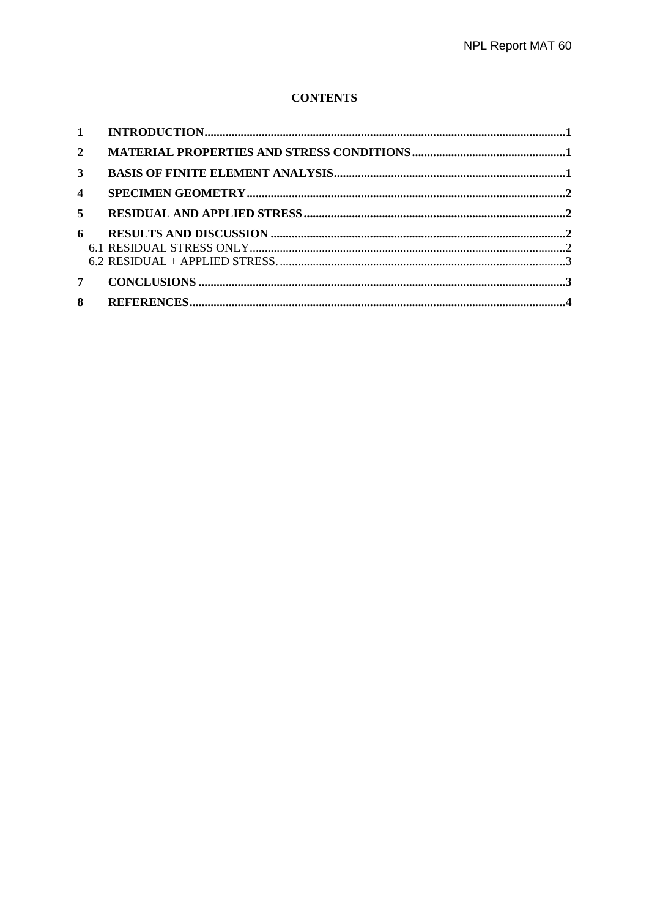**CONTENTS**

1 INTRODUCTION....................................................................................................................1

2 MATERIAL PROPERTIES AND STRESS CONDITIONS.................................................1

3 BASIS OF FINITE ELEMENT ANALYSIS.........................................................................1

4 SPECIMEN GEOMETRY......................................................................................................2

5 RESIDUAL AND APPLIED STRESS..................................................................................2

6 RESULTS AND DISCUSSION .............................................................................................2

6.1 RESIDUAL STRESS ONLY....................................................................................................2

6.2 RESIDUAL + APPLIED STRESS. ...........................................................................................3

7 CONCLUSIONS ....................................................................................................................3

8 REFERENCES........................................................................................................................4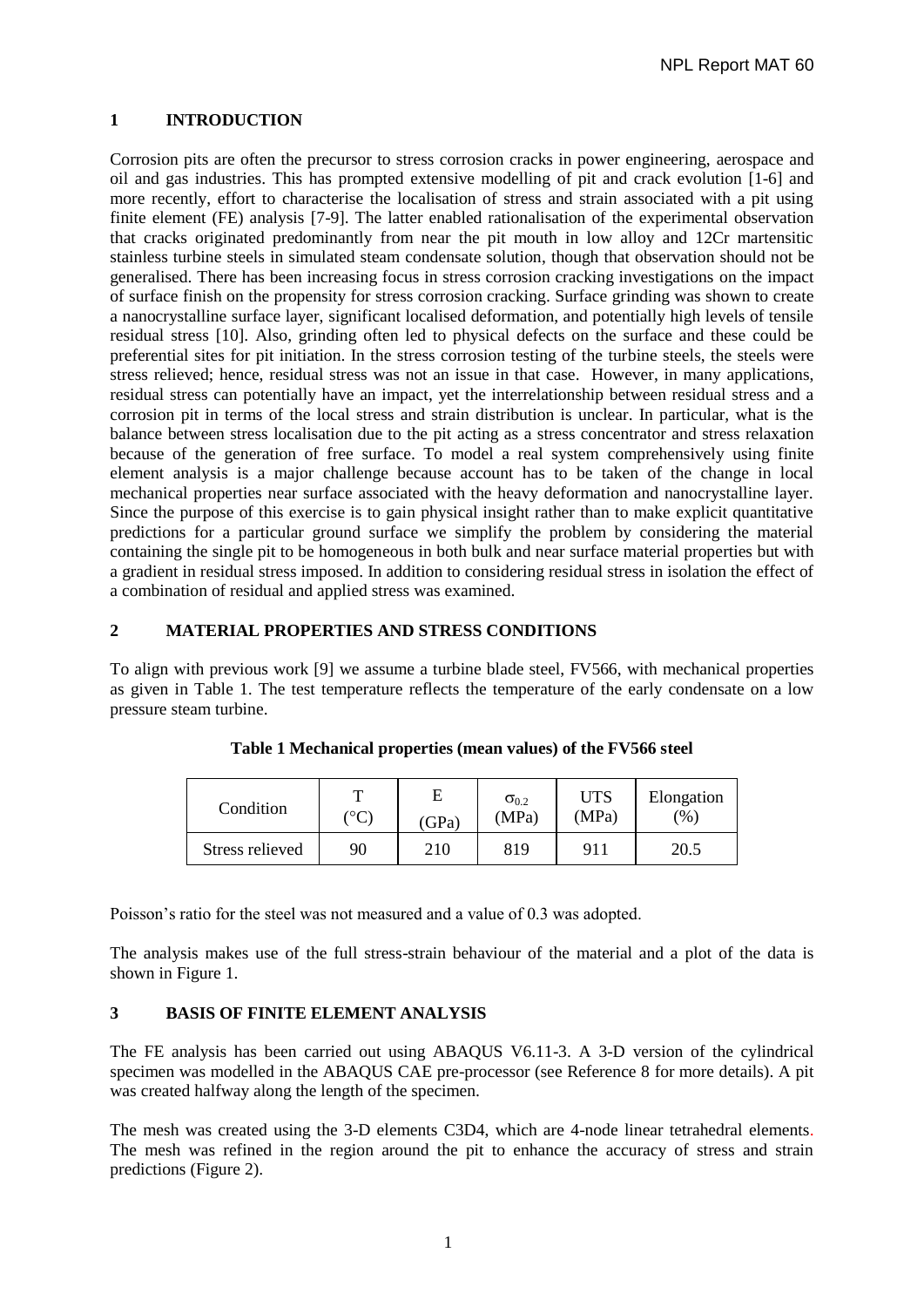# 1 INTRODUCTION

Corrosion pits are often the precursor to stress corrosion cracks in power engineering, aerospace and oil and gas industries. This has prompted extensive modelling of pit and crack evolution [1-6] and more recently, effort to characterise the localisation of stress and strain associated with a pit using finite element (FE) analysis [7-9]. The latter enabled rationalisation of the experimental observation that cracks originated predominantly from near the pit mouth in low alloy and 12Cr martensitic stainless turbine steels in simulated steam condensate solution, though that observation should not be generalised. There has been increasing focus in stress corrosion cracking investigations on the impact of surface finish on the propensity for stress corrosion cracking. Surface grinding was shown to create a nanocrystalline surface layer, significant localised deformation, and potentially high levels of tensile residual stress [10]. Also, grinding often led to physical defects on the surface and these could be preferential sites for pit initiation. In the stress corrosion testing of the turbine steels, the steels were stress relieved; hence, residual stress was not an issue in that case. However, in many applications, residual stress can potentially have an impact, yet the interrelationship between residual stress and a corrosion pit in terms of the local stress and strain distribution is unclear. In particular, what is the balance between stress localisation due to the pit acting as a stress concentrator and stress relaxation because of the generation of free surface. To model a real system comprehensively using finite element analysis is a major challenge because account has to be taken of the change in local mechanical properties near surface associated with the heavy deformation and nanocrystalline layer. Since the purpose of this exercise is to gain physical insight rather than to make explicit quantitative predictions for a particular ground surface we simplify the problem by considering the material containing the single pit to be homogeneous in both bulk and near surface material properties but with a gradient in residual stress imposed. In addition to considering residual stress in isolation the effect of a combination of residual and applied stress was examined.

# 2 MATERIAL PROPERTIES AND STRESS CONDITIONS

To align with previous work [9] we assume a turbine blade steel, FV566, with mechanical properties as given in Table 1. The test temperature reflects the temperature of the early condensate on a low pressure steam turbine.

**Table 1 Mechanical properties (mean values) of the FV566 steel**

| Condition | T (°C) | E (GPa) | $\sigma_{0.2}$ (MPa) | UTS (MPa) | Elongation (%) |
|---|---|---|---|---|---|
| Stress relieved | 90 | 210 | 819 | 911 | 20.5 |

Poisson's ratio for the steel was not measured and a value of 0.3 was adopted.

The analysis makes use of the full stress-strain behaviour of the material and a plot of the data is shown in Figure 1.

# 3 BASIS OF FINITE ELEMENT ANALYSIS

The FE analysis has been carried out using ABAQUS V6.11-3. A 3-D version of the cylindrical specimen was modelled in the ABAQUS CAE pre-processor (see Reference 8 for more details). A pit was created halfway along the length of the specimen.

The mesh was created using the 3-D elements C3D4, which are 4-node linear tetrahedral elements. The mesh was refined in the region around the pit to enhance the accuracy of stress and strain predictions (Figure 2).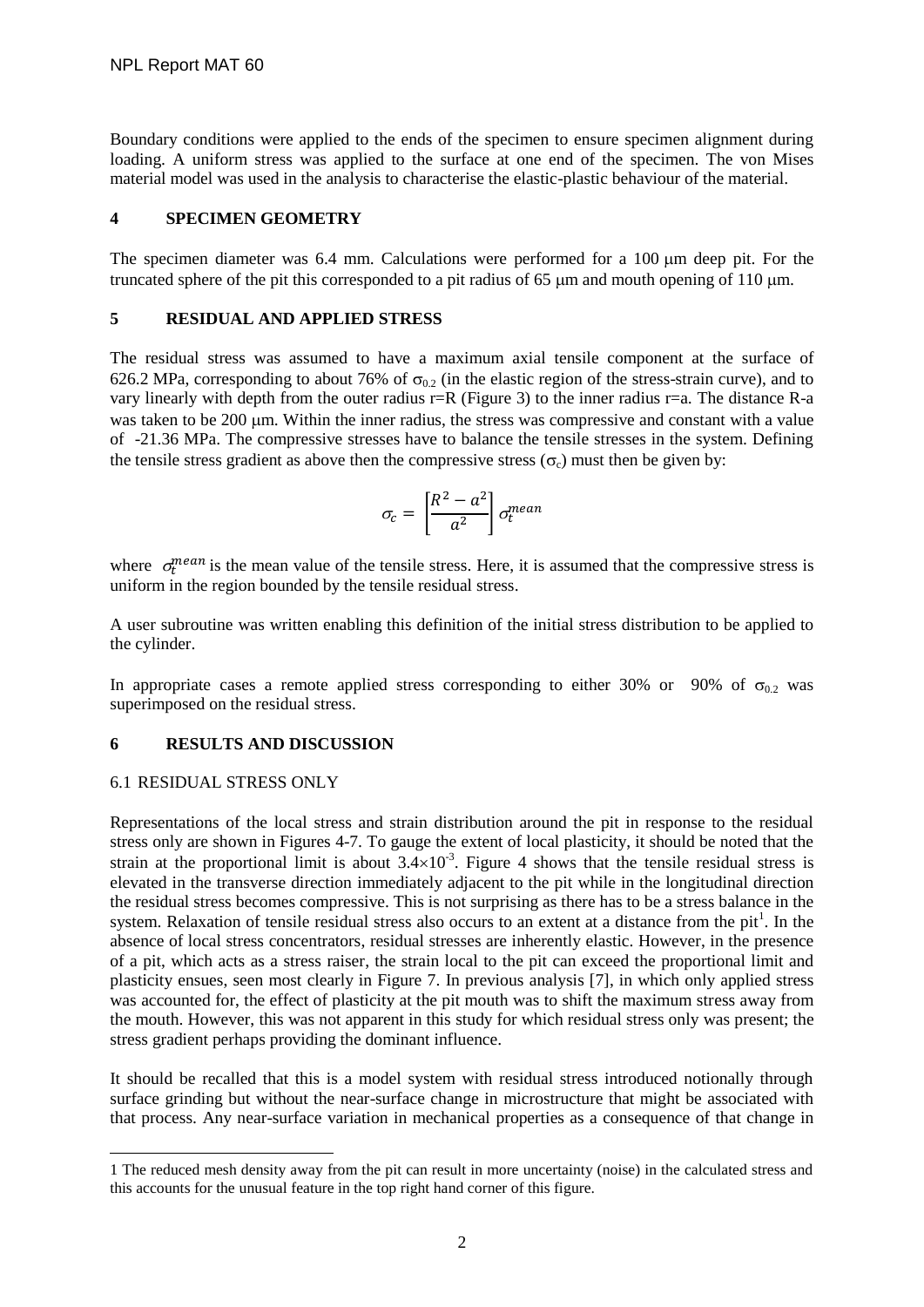Boundary conditions were applied to the ends of the specimen to ensure specimen alignment during loading. A uniform stress was applied to the surface at one end of the specimen. The von Mises material model was used in the analysis to characterise the elastic-plastic behaviour of the material.

## 4 SPECIMEN GEOMETRY

The specimen diameter was 6.4 mm. Calculations were performed for a 100 μm deep pit. For the truncated sphere of the pit this corresponded to a pit radius of 65 μm and mouth opening of 110 μm.

## 5 RESIDUAL AND APPLIED STRESS

The residual stress was assumed to have a maximum axial tensile component at the surface of 626.2 MPa, corresponding to about 76% of $\sigma_{0.2}$ (in the elastic region of the stress-strain curve), and to vary linearly with depth from the outer radius r=R (Figure 3) to the inner radius r=a. The distance R-a was taken to be 200 μm. Within the inner radius, the stress was compressive and constant with a value of -21.36 MPa. The compressive stresses have to balance the tensile stresses in the system. Defining the tensile stress gradient as above then the compressive stress ($\sigma_c$) must then be given by:

$$\sigma_c = \left[\frac{R^2 - a^2}{a^2}\right] \sigma_t^{mean}$$

where $\sigma_t^{mean}$ is the mean value of the tensile stress. Here, it is assumed that the compressive stress is uniform in the region bounded by the tensile residual stress.

A user subroutine was written enabling this definition of the initial stress distribution to be applied to the cylinder.

In appropriate cases a remote applied stress corresponding to either 30% or 90% of $\sigma_{0.2}$ was superimposed on the residual stress.

## 6 RESULTS AND DISCUSSION

### 6.1 RESIDUAL STRESS ONLY

Representations of the local stress and strain distribution around the pit in response to the residual stress only are shown in Figures 4-7. To gauge the extent of local plasticity, it should be noted that the strain at the proportional limit is about $3.4\times10^{-3}$. Figure 4 shows that the tensile residual stress is elevated in the transverse direction immediately adjacent to the pit while in the longitudinal direction the residual stress becomes compressive. This is not surprising as there has to be a stress balance in the system. Relaxation of tensile residual stress also occurs to an extent at a distance from the pit[1]. In the absence of local stress concentrators, residual stresses are inherently elastic. However, in the presence of a pit, which acts as a stress raiser, the strain local to the pit can exceed the proportional limit and plasticity ensues, seen most clearly in Figure 7. In previous analysis [7], in which only applied stress was accounted for, the effect of plasticity at the pit mouth was to shift the maximum stress away from the mouth. However, this was not apparent in this study for which residual stress only was present; the stress gradient perhaps providing the dominant influence.

It should be recalled that this is a model system with residual stress introduced notionally through surface grinding but without the near-surface change in microstructure that might be associated with that process. Any near-surface variation in mechanical properties as a consequence of that change in

---

1 The reduced mesh density away from the pit can result in more uncertainty (noise) in the calculated stress and this accounts for the unusual feature in the top right hand corner of this figure.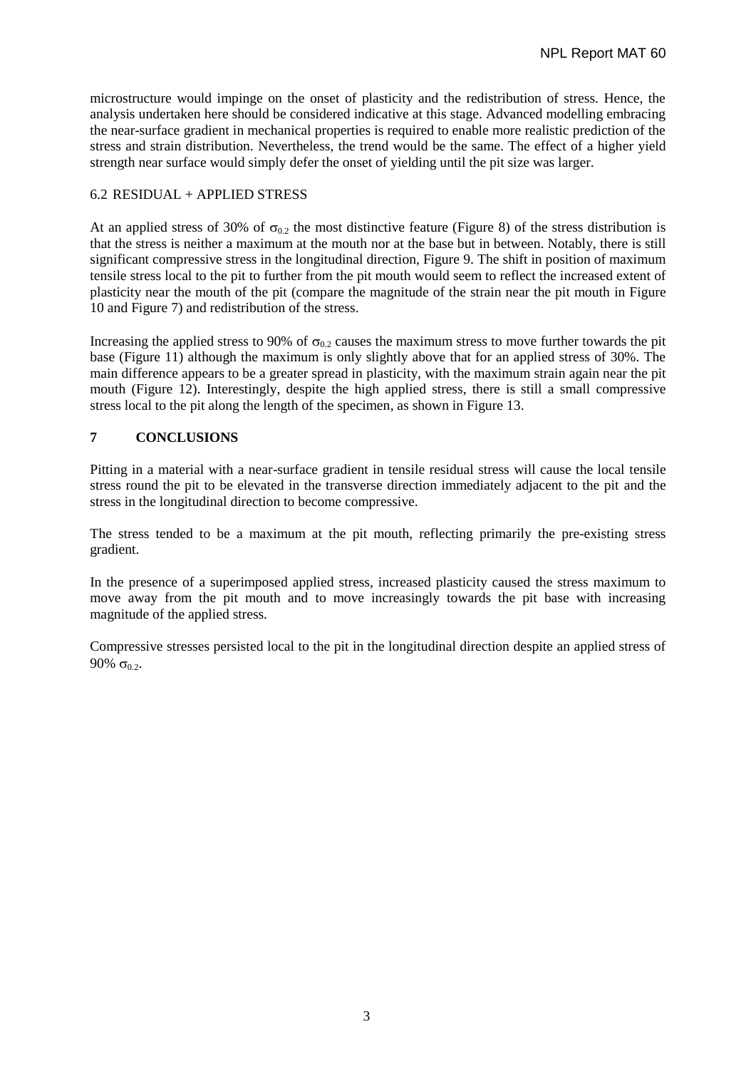microstructure would impinge on the onset of plasticity and the redistribution of stress. Hence, the analysis undertaken here should be considered indicative at this stage. Advanced modelling embracing the near-surface gradient in mechanical properties is required to enable more realistic prediction of the stress and strain distribution. Nevertheless, the trend would be the same. The effect of a higher yield strength near surface would simply defer the onset of yielding until the pit size was larger.

### 6.2 RESIDUAL + APPLIED STRESS

At an applied stress of 30% of $\sigma_{0.2}$ the most distinctive feature (Figure 8) of the stress distribution is that the stress is neither a maximum at the mouth nor at the base but in between. Notably, there is still significant compressive stress in the longitudinal direction, Figure 9. The shift in position of maximum tensile stress local to the pit to further from the pit mouth would seem to reflect the increased extent of plasticity near the mouth of the pit (compare the magnitude of the strain near the pit mouth in Figure 10 and Figure 7) and redistribution of the stress.

Increasing the applied stress to 90% of $\sigma_{0.2}$ causes the maximum stress to move further towards the pit base (Figure 11) although the maximum is only slightly above that for an applied stress of 30%. The main difference appears to be a greater spread in plasticity, with the maximum strain again near the pit mouth (Figure 12). Interestingly, despite the high applied stress, there is still a small compressive stress local to the pit along the length of the specimen, as shown in Figure 13.

## 7 CONCLUSIONS

Pitting in a material with a near-surface gradient in tensile residual stress will cause the local tensile stress round the pit to be elevated in the transverse direction immediately adjacent to the pit and the stress in the longitudinal direction to become compressive.

The stress tended to be a maximum at the pit mouth, reflecting primarily the pre-existing stress gradient.

In the presence of a superimposed applied stress, increased plasticity caused the stress maximum to move away from the pit mouth and to move increasingly towards the pit base with increasing magnitude of the applied stress.

Compressive stresses persisted local to the pit in the longitudinal direction despite an applied stress of 90% $\sigma_{0.2}$.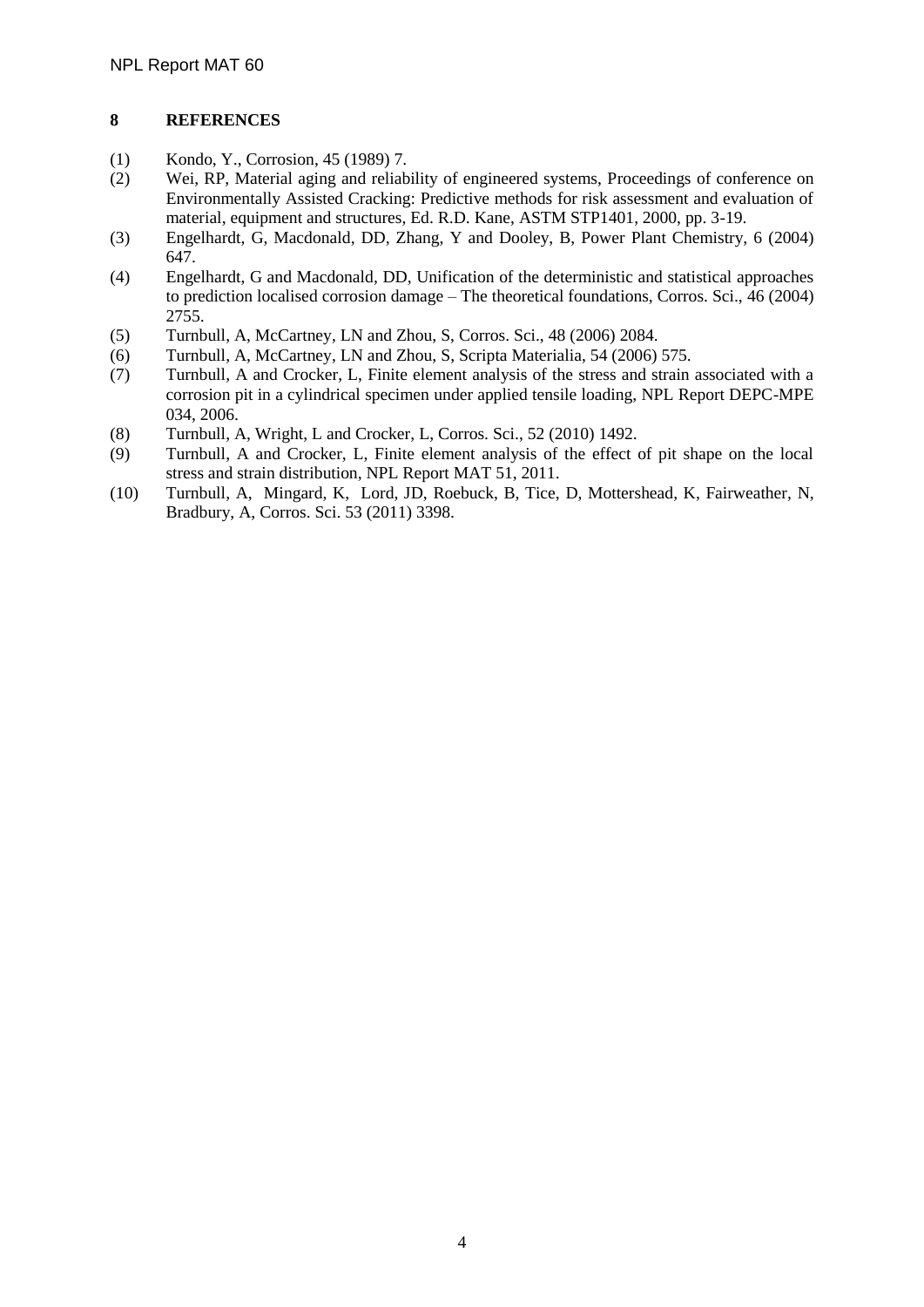## 8 REFERENCES

(1) Kondo, Y., Corrosion, 45 (1989) 7.

(2) Wei, RP, Material aging and reliability of engineered systems, Proceedings of conference on Environmentally Assisted Cracking: Predictive methods for risk assessment and evaluation of material, equipment and structures, Ed. R.D. Kane, ASTM STP1401, 2000, pp. 3-19.

(3) Engelhardt, G, Macdonald, DD, Zhang, Y and Dooley, B, Power Plant Chemistry, 6 (2004) 647.

(4) Engelhardt, G and Macdonald, DD, Unification of the deterministic and statistical approaches to prediction localised corrosion damage – The theoretical foundations, Corros. Sci., 46 (2004) 2755.

(5) Turnbull, A, McCartney, LN and Zhou, S, Corros. Sci., 48 (2006) 2084.

(6) Turnbull, A, McCartney, LN and Zhou, S, Scripta Materialia, 54 (2006) 575.

(7) Turnbull, A and Crocker, L, Finite element analysis of the stress and strain associated with a corrosion pit in a cylindrical specimen under applied tensile loading, NPL Report DEPC-MPE 034, 2006.

(8) Turnbull, A, Wright, L and Crocker, L, Corros. Sci., 52 (2010) 1492.

(9) Turnbull, A and Crocker, L, Finite element analysis of the effect of pit shape on the local stress and strain distribution, NPL Report MAT 51, 2011.

(10) Turnbull, A, Mingard, K, Lord, JD, Roebuck, B, Tice, D, Mottershead, K, Fairweather, N, Bradbury, A, Corros. Sci. 53 (2011) 3398.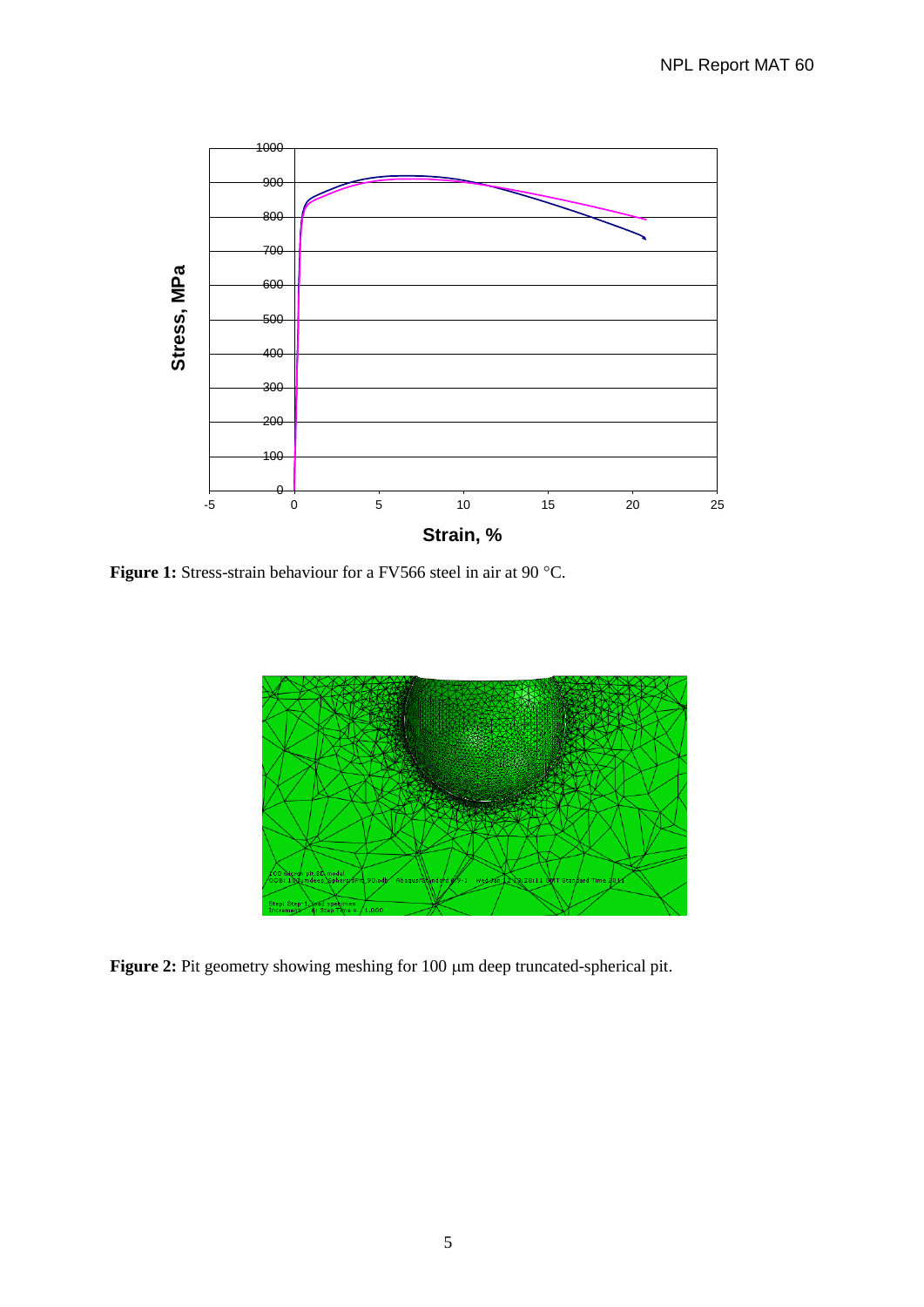**Figure 1:** Stress-strain behaviour for a FV566 steel in air at 90 °C.

**Figure 2:** Pit geometry showing meshing for 100 μm deep truncated-spherical pit.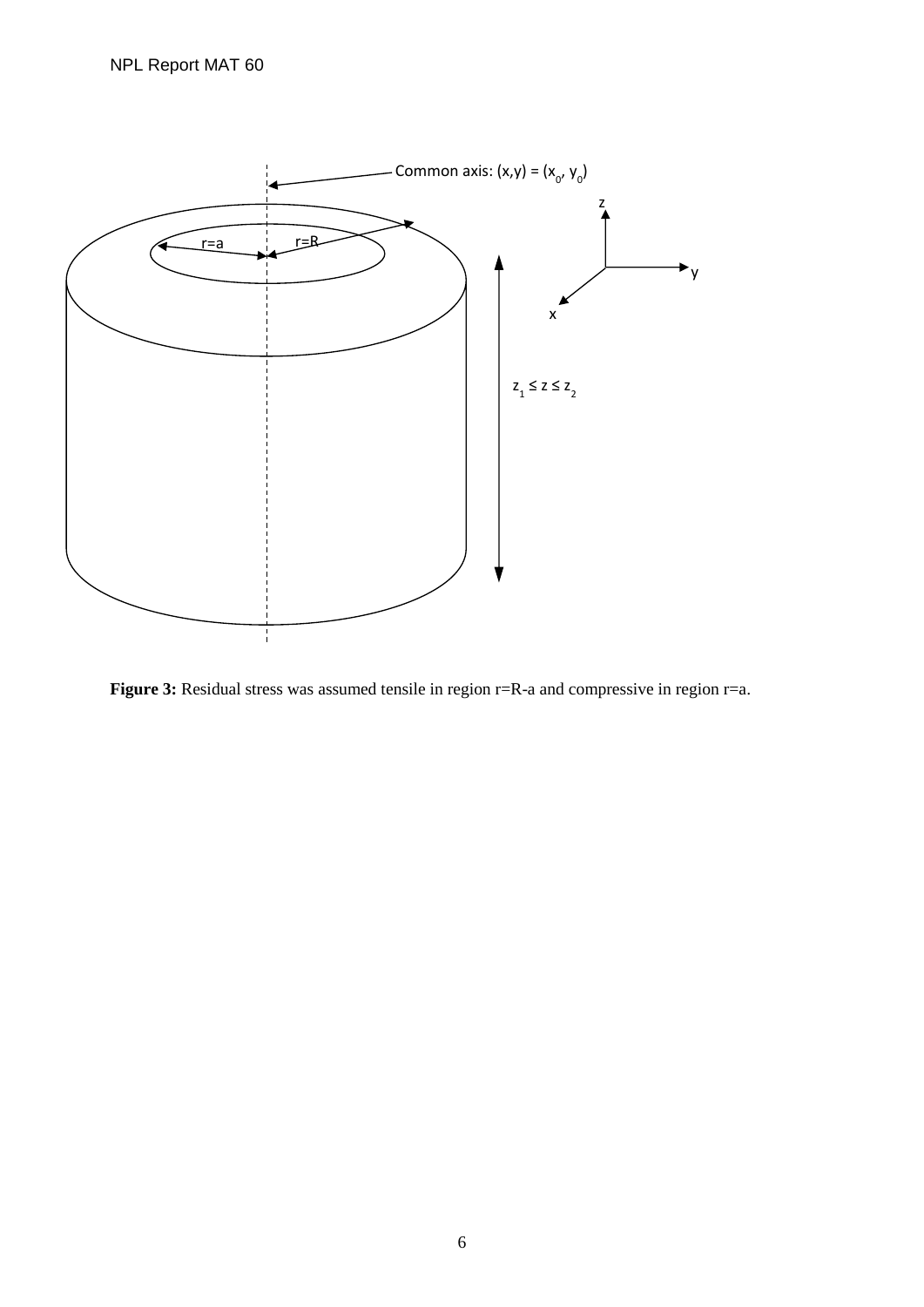**Figure 3:** Residual stress was assumed tensile in region r=R-a and compressive in region r=a.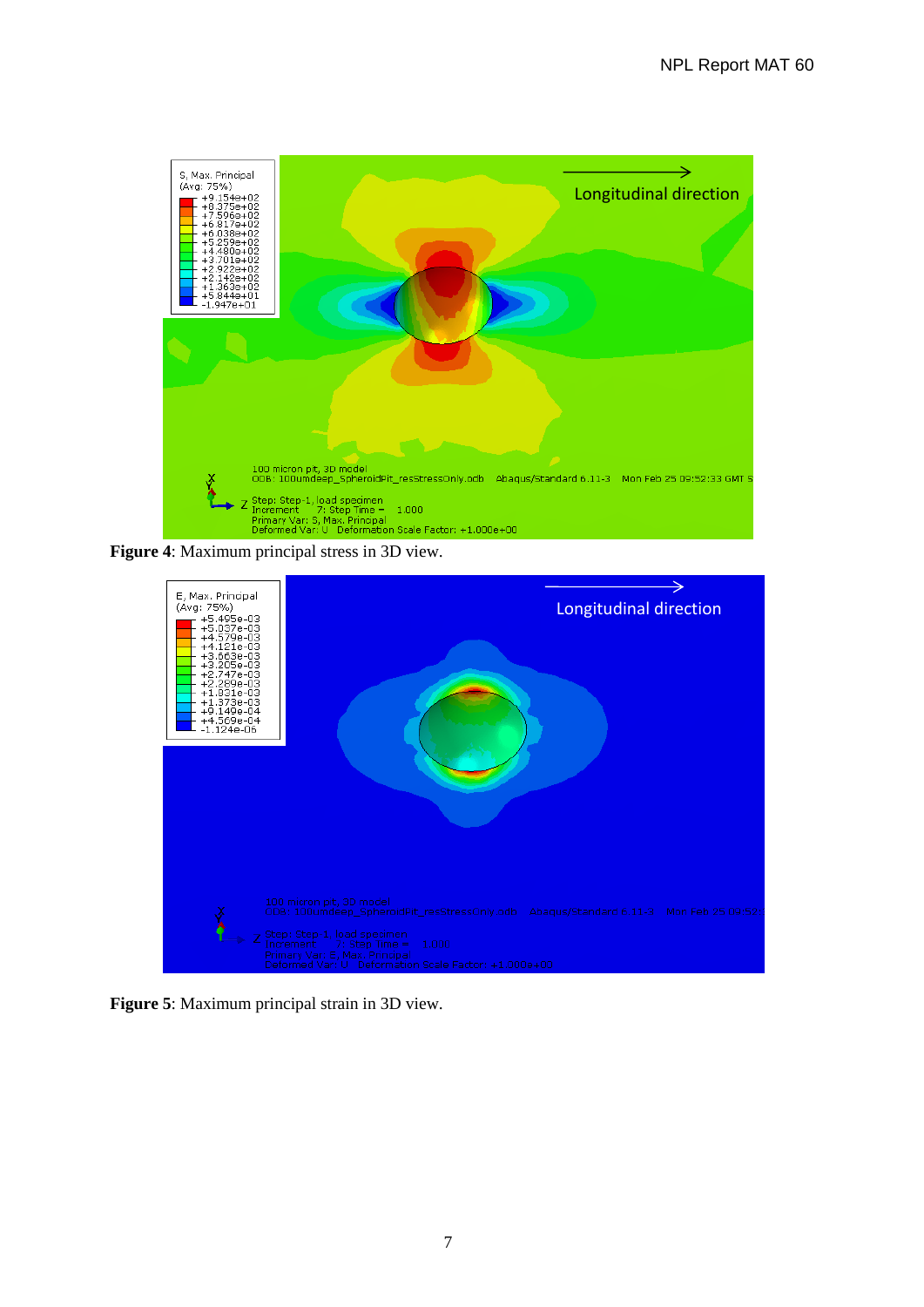**Figure 4**: Maximum principal stress in 3D view.

**Figure 5**: Maximum principal strain in 3D view.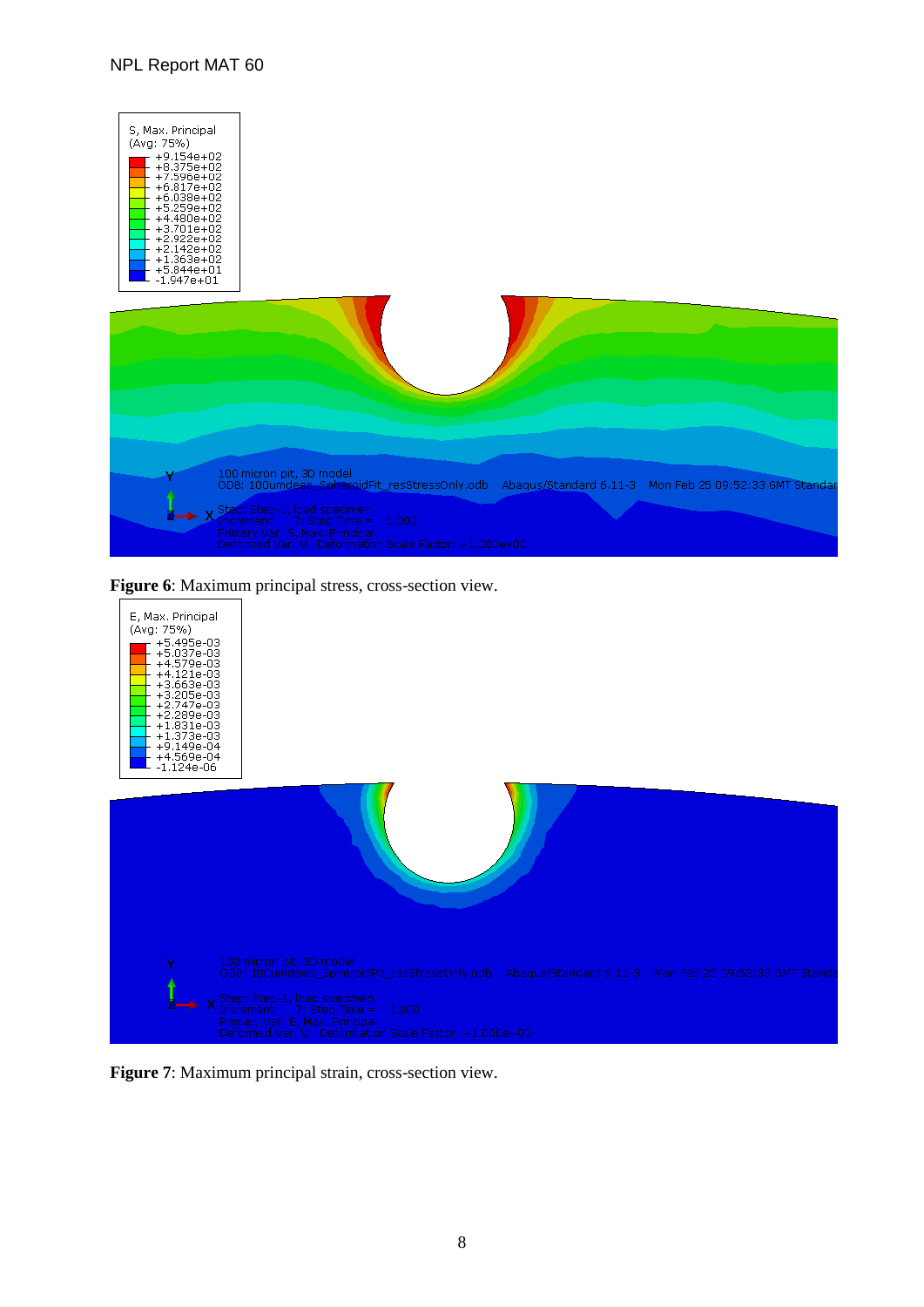**Figure 6**: Maximum principal stress, cross-section view.

**Figure 7**: Maximum principal strain, cross-section view.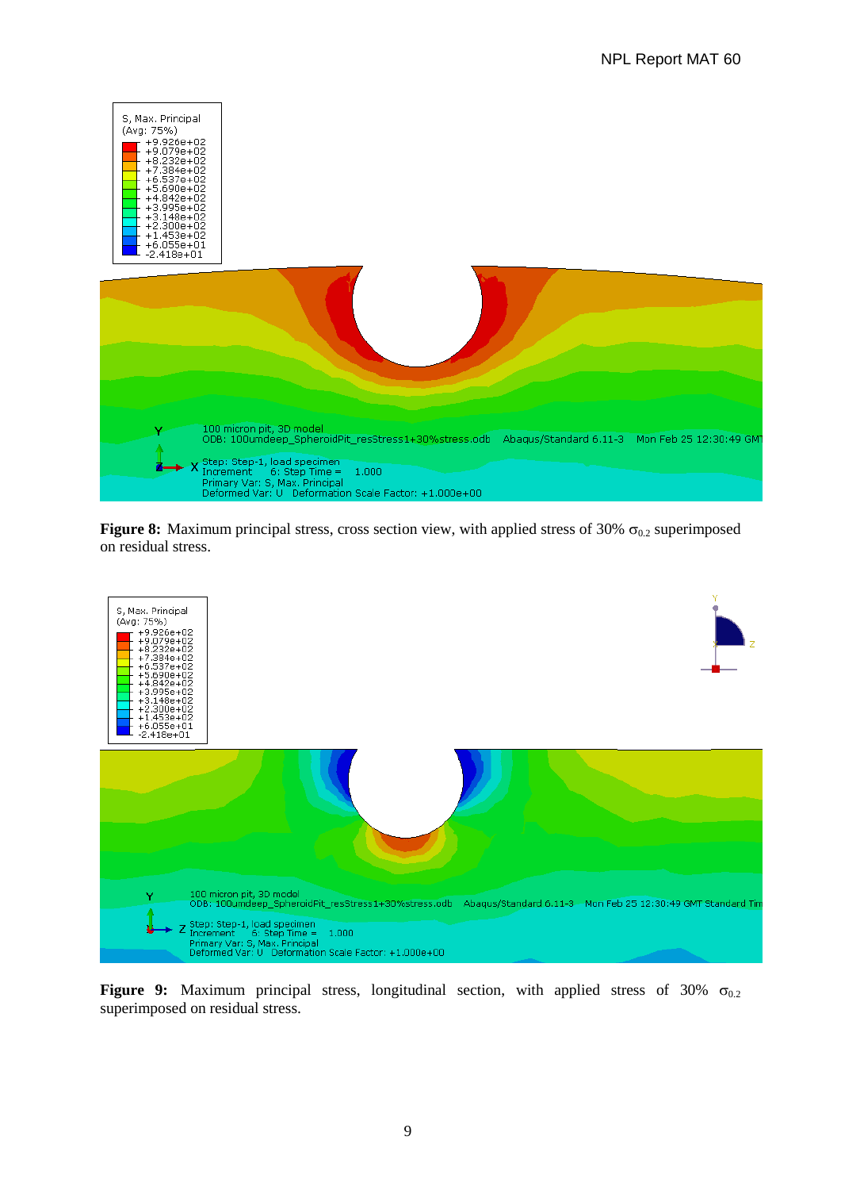**Figure 8:** Maximum principal stress, cross section view, with applied stress of 30% $\sigma_{0.2}$ superimposed on residual stress.

**Figure 9:** Maximum principal stress, longitudinal section, with applied stress of 30% $\sigma_{0.2}$ superimposed on residual stress.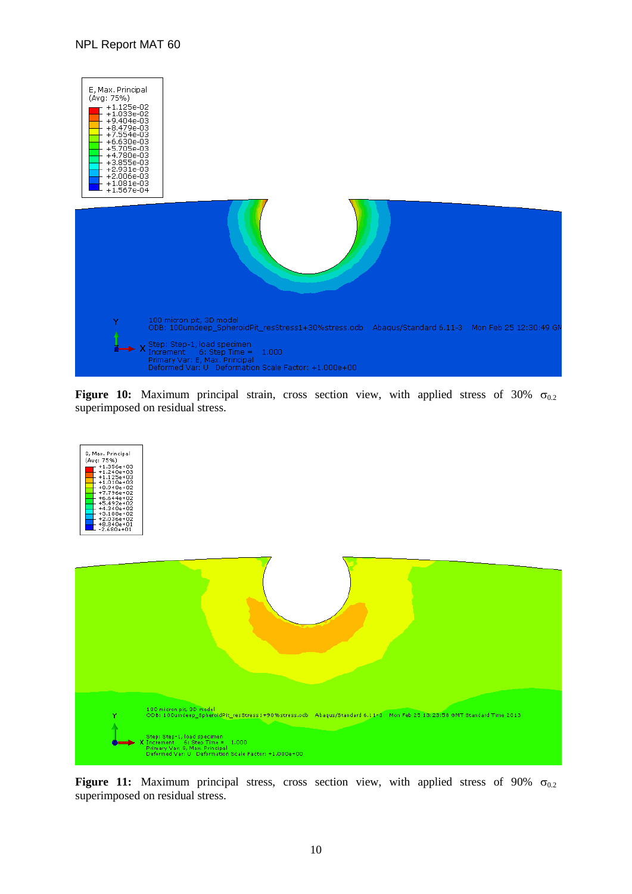**Figure 10:** Maximum principal strain, cross section view, with applied stress of 30% $\sigma_{0.2}$ superimposed on residual stress.

**Figure 11:** Maximum principal stress, cross section view, with applied stress of 90% $\sigma_{0.2}$ superimposed on residual stress.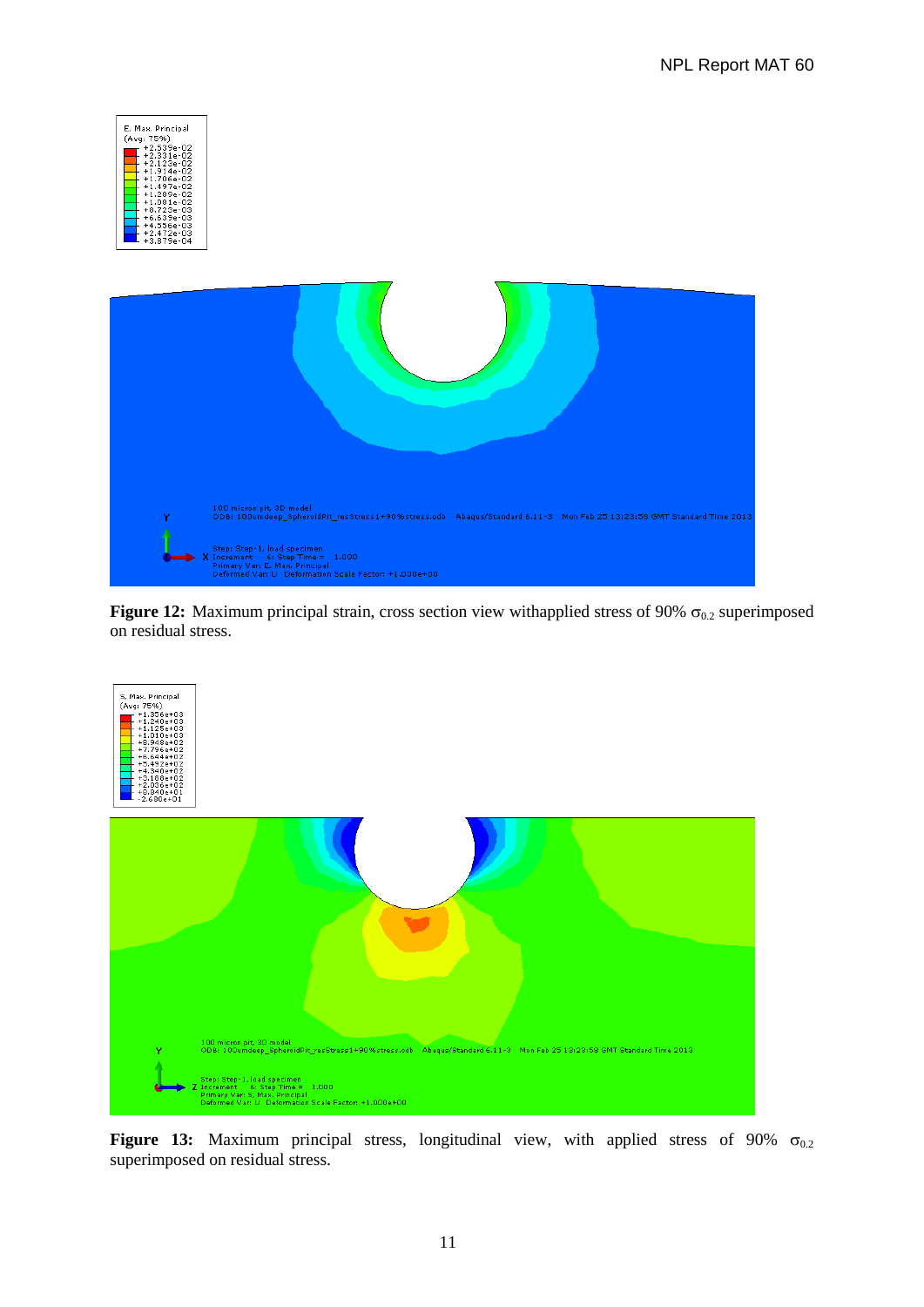E, Max. Principal
(Avg: 75%)
+2.539e-02
+2.331e-02
+2.123e-02
+1.914e-02
+1.706e-02
+1.497e-02
+1.289e-02
+1.081e-02
+8.723e-03
+6.639e-03
+4.556e-03
+2.472e-03
+3.879e-04

100 micron pit, 3D model
ODB: 100umdeep_SpheroidPit_resStress1+90%stress.odb    Abaqus/Standard 6.11-3    Mon Feb 25 13:23:58 GMT Standard Time 2013

Step: Step-1, load specimen
Increment    6: Step Time =    1.000
Primary Var: E, Max. Principal
Deformed Var: U   Deformation Scale Factor: +1.000e+00

**Figure 12:** Maximum principal strain, cross section view withapplied stress of 90% $\sigma_{0.2}$ superimposed on residual stress.

S, Max. Principal
(Avg: 75%)
+1.356e+03
+1.240e+03
+1.125e+03
+1.010e+03
+8.948e+02
+7.796e+02
+6.644e+02
+5.492e+02
+4.340e+02
+3.188e+02
+2.036e+02
+8.840e+01
-2.680e+01

100 micron pit, 3D model
ODB: 100umdeep_SpheroidPit_resStress1+90%stress.odb    Abaqus/Standard 6.11-3    Mon Feb 25 13:23:58 GMT Standard Time 2013

Step: Step-1, load specimen
Increment    6: Step Time =    1.000
Primary Var: S, Max. Principal
Deformed Var: U   Deformation Scale Factor: +1.000e+00

**Figure 13:** Maximum principal stress, longitudinal view, with applied stress of 90% $\sigma_{0.2}$ superimposed on residual stress.